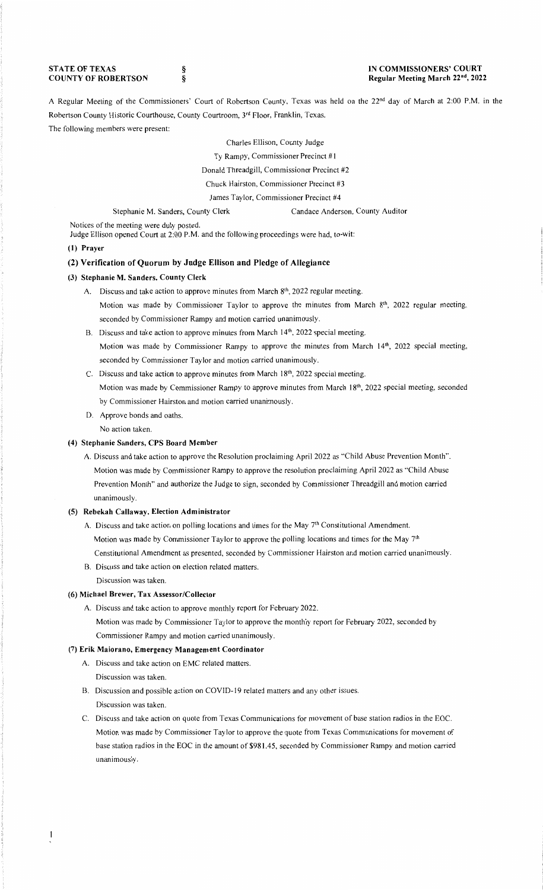**STATE OF TEXAS** §
**COUNTY OF ROBERTSON** §

**IN COMMISSIONERS' COURT**
**Regular Meeting March 22nd, 2022**

A Regular Meeting of the Commissioners' Court of Robertson County, Texas was held on the 22nd day of March at 2:00 P.M. in the Robertson County Historic Courthouse, County Courtroom, 3rd Floor, Franklin, Texas.

The following members were present:

Charles Ellison, County Judge
Ty Rampy, Commissioner Precinct #1
Donald Threadgill, Commissioner Precinct #2
Chuck Hairston, Commissioner Precinct #3
James Taylor, Commissioner Precinct #4

Stephanie M. Sanders, County Clerk    Candace Anderson, County Auditor

Notices of the meeting were duly posted.
Judge Ellison opened Court at 2:00 P.M. and the following proceedings were had, to-wit:

**(1) Prayer**

**(2) Verification of Quorum by Judge Ellison and Pledge of Allegiance**

**(3) Stephanie M. Sanders, County Clerk**

A. Discuss and take action to approve minutes from March 8th, 2022 regular meeting.
Motion was made by Commissioner Taylor to approve the minutes from March 8th, 2022 regular meeting, seconded by Commissioner Rampy and motion carried unanimously.

B. Discuss and take action to approve minutes from March 14th, 2022 special meeting.
Motion was made by Commissioner Rampy to approve the minutes from March 14th, 2022 special meeting, seconded by Commissioner Taylor and motion carried unanimously.

C. Discuss and take action to approve minutes from March 18th, 2022 special meeting.
Motion was made by Commissioner Rampy to approve minutes from March 18th, 2022 special meeting, seconded by Commissioner Hairston and motion carried unanimously.

D. Approve bonds and oaths.
No action taken.

**(4) Stephanie Sanders, CPS Board Member**

A. Discuss and take action to approve the Resolution proclaiming April 2022 as "Child Abuse Prevention Month".
Motion was made by Commissioner Rampy to approve the resolution proclaiming April 2022 as "Child Abuse Prevention Month" and authorize the Judge to sign, seconded by Commissioner Threadgill and motion carried unanimously.

**(5) Rebekah Callaway, Election Administrator**

A. Discuss and take action on polling locations and times for the May 7th Constitutional Amendment.
Motion was made by Commissioner Taylor to approve the polling locations and times for the May 7th Constitutional Amendment as presented, seconded by Commissioner Hairston and motion carried unanimously.

B. Discuss and take action on election related matters.
Discussion was taken.

**(6) Michael Brewer, Tax Assessor/Collector**

A. Discuss and take action to approve monthly report for February 2022.
Motion was made by Commissioner Taylor to approve the monthly report for February 2022, seconded by Commissioner Rampy and motion carried unanimously.

**(7) Erik Maiorano, Emergency Management Coordinator**

A. Discuss and take action on EMC related matters.
Discussion was taken.

B. Discussion and possible action on COVID-19 related matters and any other issues.
Discussion was taken.

C. Discuss and take action on quote from Texas Communications for movement of base station radios in the EOC.
Motion was made by Commissioner Taylor to approve the quote from Texas Communications for movement of base station radios in the EOC in the amount of $981.45, seconded by Commissioner Rampy and motion carried unanimously.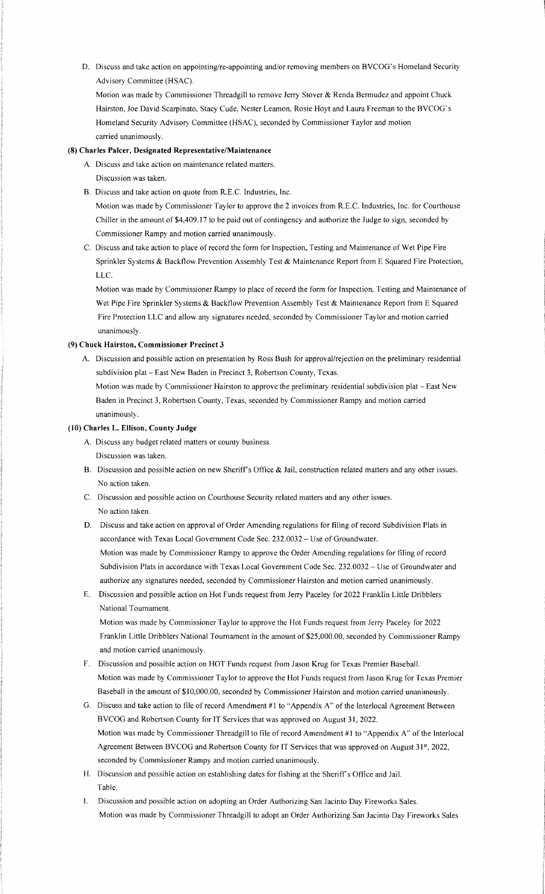D. Discuss and take action on appointing/re-appointing and/or removing members on BVCOG's Homeland Security Advisory Committee (HSAC).

Motion was made by Commissioner Threadgill to remove Jerry Stover & Renda Bermudez and appoint Chuck Hairston, Joe David Scarpinato, Stacy Cude, Nester Leamon, Rosie Hoyt and Laura Freeman to the BVCOG's Homeland Security Advisory Committee (HSAC), seconded by Commissioner Taylor and motion carried unanimously.

**(8) Charles Palcer, Designated Representative/Maintenance**

A. Discuss and take action on maintenance related matters.

Discussion was taken.

B. Discuss and take action on quote from R.E.C. Industries, Inc.

Motion was made by Commissioner Taylor to approve the 2 invoices from R.E.C. Industries, Inc. for Courthouse Chiller in the amount of $4,409.17 to be paid out of contingency and authorize the Judge to sign, seconded by Commissioner Rampy and motion carried unanimously.

C. Discuss and take action to place of record the form for Inspection, Testing and Maintenance of Wet Pipe Fire Sprinkler Systems & Backflow Prevention Assembly Test & Maintenance Report from E Squared Fire Protection, LLC.

Motion was made by Commissioner Rampy to place of record the form for Inspection, Testing and Maintenance of Wet Pipe Fire Sprinkler Systems & Backflow Prevention Assembly Test & Maintenance Report from E Squared Fire Protection LLC and allow any signatures needed, seconded by Commissioner Taylor and motion carried unanimously.

**(9) Chuck Hairston, Commissioner Precinct 3**

A. Discussion and possible action on presentation by Ross Bush for approval/rejection on the preliminary residential subdivision plat – East New Baden in Precinct 3, Robertson County, Texas.

Motion was made by Commissioner Hairston to approve the preliminary residential subdivision plat – East New Baden in Precinct 3, Robertson County, Texas, seconded by Commissioner Rampy and motion carried unanimously.

**(10) Charles L. Ellison, County Judge**

A. Discuss any budget related matters or county business.

Discussion was taken.

B. Discussion and possible action on new Sheriff's Office & Jail, construction related matters and any other issues.

No action taken.

C. Discussion and possible action on Courthouse Security related matters and any other issues.

No action taken.

D. Discuss and take action on approval of Order Amending regulations for filing of record Subdivision Plats in accordance with Texas Local Government Code Sec. 232.0032 – Use of Groundwater.

Motion was made by Commissioner Rampy to approve the Order Amending regulations for filing of record Subdivision Plats in accordance with Texas Local Government Code Sec. 232.0032 – Use of Groundwater and authorize any signatures needed, seconded by Commissioner Hairston and motion carried unanimously.

E. Discussion and possible action on Hot Funds request from Jerry Paceley for 2022 Franklin Little Dribblers National Tournament.

Motion was made by Commissioner Taylor to approve the Hot Funds request from Jerry Paceley for 2022 Franklin Little Dribblers National Tournament in the amount of $25,000.00, seconded by Commissioner Rampy and motion carried unanimously.

F. Discussion and possible action on HOT Funds request from Jason Krug for Texas Premier Baseball.

Motion was made by Commissioner Taylor to approve the Hot Funds request from Jason Krug for Texas Premier Baseball in the amount of $10,000.00, seconded by Commissioner Hairston and motion carried unanimously.

G. Discuss and take action to file of record Amendment #1 to "Appendix A" of the Interlocal Agreement Between BVCOG and Robertson County for IT Services that was approved on August 31, 2022.

Motion was made by Commissioner Threadgill to file of record Amendment #1 to "Appendix A" of the Interlocal Agreement Between BVCOG and Robertson County for IT Services that was approved on August 31st, 2022, seconded by Commissioner Rampy and motion carried unanimously.

H. Discussion and possible action on establishing dates for fishing at the Sheriff's Office and Jail.

Table.

I. Discussion and possible action on adopting an Order Authorizing San Jacinto Day Fireworks Sales.

Motion was made by Commissioner Threadgill to adopt an Order Authorizing San Jacinto Day Fireworks Sales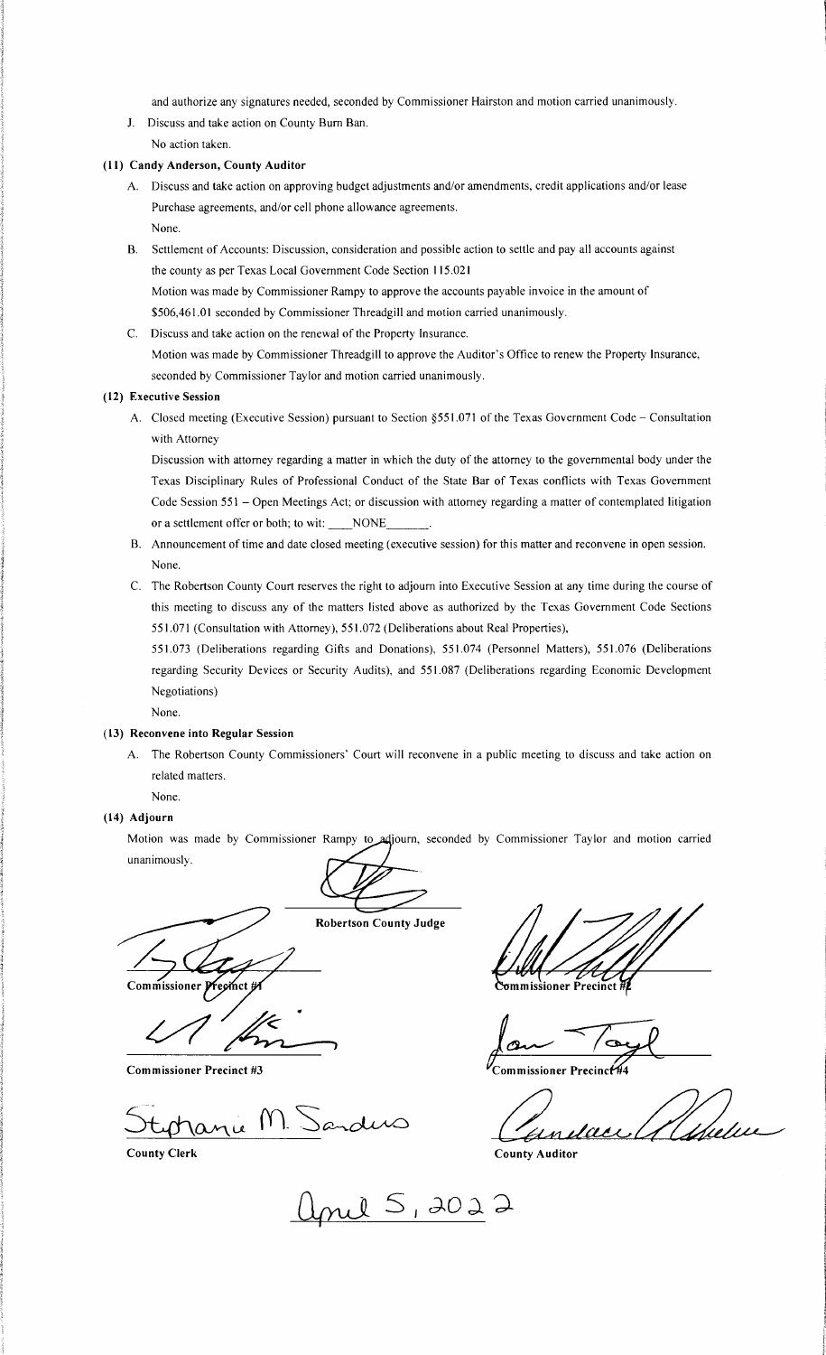and authorize any signatures needed, seconded by Commissioner Hairston and motion carried unanimously.

J. Discuss and take action on County Burn Ban.

   No action taken.

**(11) Candy Anderson, County Auditor**

A. Discuss and take action on approving budget adjustments and/or amendments, credit applications and/or lease Purchase agreements, and/or cell phone allowance agreements.

   None.

B. Settlement of Accounts: Discussion, consideration and possible action to settle and pay all accounts against the county as per Texas Local Government Code Section 115.021

   Motion was made by Commissioner Rampy to approve the accounts payable invoice in the amount of $506,461.01 seconded by Commissioner Threadgill and motion carried unanimously.

C. Discuss and take action on the renewal of the Property Insurance.

   Motion was made by Commissioner Threadgill to approve the Auditor's Office to renew the Property Insurance, seconded by Commissioner Taylor and motion carried unanimously.

**(12) Executive Session**

A. Closed meeting (Executive Session) pursuant to Section §551.071 of the Texas Government Code – Consultation with Attorney

   Discussion with attorney regarding a matter in which the duty of the attorney to the governmental body under the Texas Disciplinary Rules of Professional Conduct of the State Bar of Texas conflicts with Texas Government Code Session 551 – Open Meetings Act; or discussion with attorney regarding a matter of contemplated litigation or a settlement offer or both; to wit: ____NONE_______.

B. Announcement of time and date closed meeting (executive session) for this matter and reconvene in open session.

   None.

C. The Robertson County Court reserves the right to adjourn into Executive Session at any time during the course of this meeting to discuss any of the matters listed above as authorized by the Texas Government Code Sections 551.071 (Consultation with Attorney), 551.072 (Deliberations about Real Properties), 551.073 (Deliberations regarding Gifts and Donations), 551.074 (Personnel Matters), 551.076 (Deliberations regarding Security Devices or Security Audits), and 551.087 (Deliberations regarding Economic Development Negotiations)

   None.

**(13) Reconvene into Regular Session**

A. The Robertson County Commissioners' Court will reconvene in a public meeting to discuss and take action on related matters.

   None.

**(14) Adjourn**

Motion was made by Commissioner Rampy to adjourn, seconded by Commissioner Taylor and motion carried unanimously.

Robertson County Judge

Commissioner Precinct #1

Commissioner Precinct #2

Commissioner Precinct #3

Commissioner Precinct #4

Stephanie M. Sanders

County Clerk

County Auditor

April 5, 2022